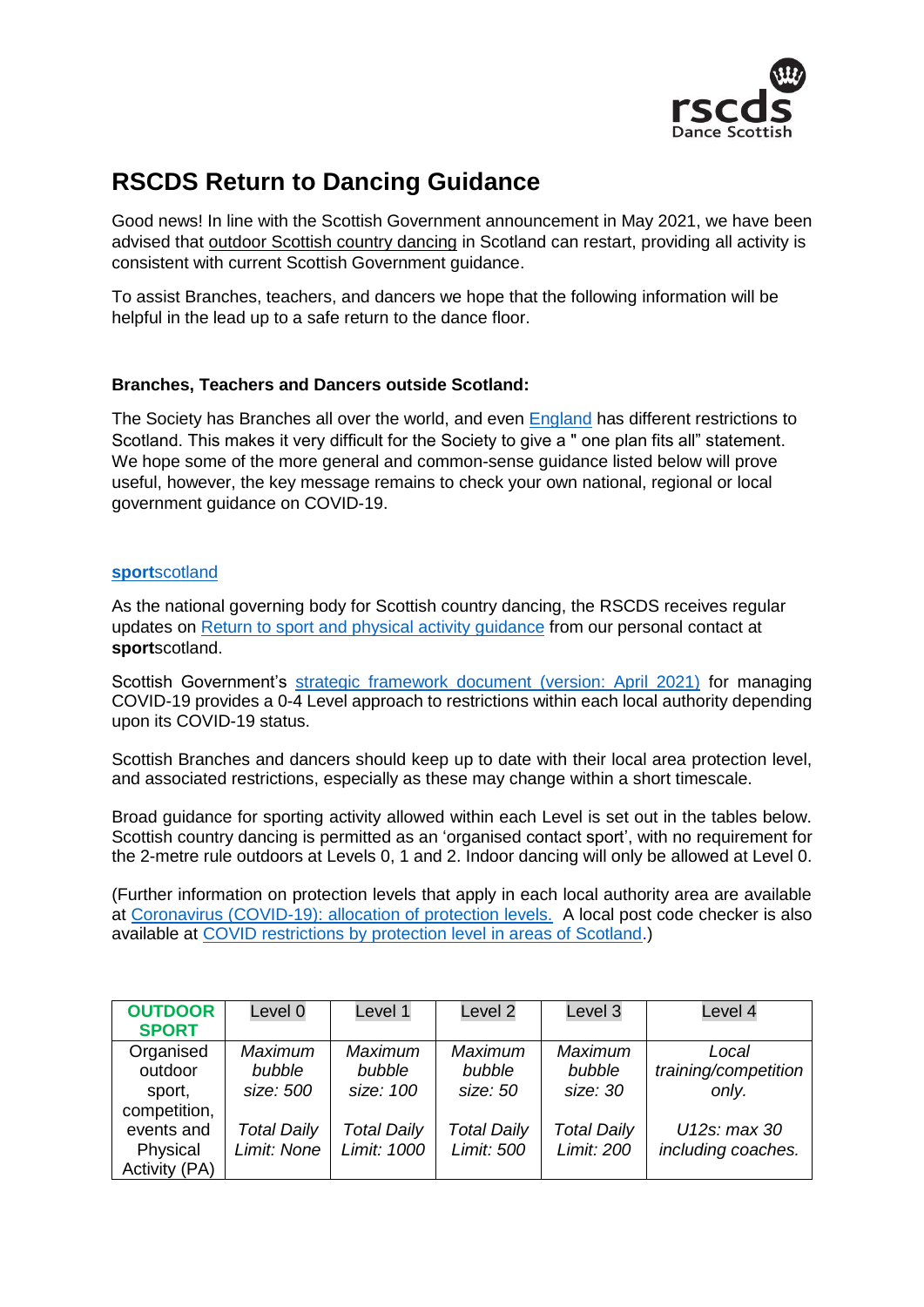# RSCDS Return to Dancing Guidance

Good news! In line with the Scottish Government announcement in May 2021, we have been advised that outdoor Scottish country dancing in Scotland can restart, providing all activity is consistent with current Scottish Government guidance.

To assist Branches, teachers, and dancers we hope that the following information will be helpful in the lead up to a safe return to the dance floor.

**Branches, Teachers and Dancers outside Scotland:**

The Society has Branches all over the world, and even England has different restrictions to Scotland. This makes it very difficult for the Society to give a " one plan fits all" statement. We hope some of the more general and common-sense guidance listed below will prove useful, however, the key message remains to check your own national, regional or local government guidance on COVID-19.

**sport**scotland

As the national governing body for Scottish country dancing, the RSCDS receives regular updates on Return to sport and physical activity guidance from our personal contact at **sport**scotland.

Scottish Government's strategic framework document (version: April 2021) for managing COVID-19 provides a 0-4 Level approach to restrictions within each local authority depending upon its COVID-19 status.

Scottish Branches and dancers should keep up to date with their local area protection level, and associated restrictions, especially as these may change within a short timescale.

Broad guidance for sporting activity allowed within each Level is set out in the tables below. Scottish country dancing is permitted as an 'organised contact sport', with no requirement for the 2-metre rule outdoors at Levels 0, 1 and 2. Indoor dancing will only be allowed at Level 0.

(Further information on protection levels that apply in each local authority area are available at Coronavirus (COVID-19): allocation of protection levels. A local post code checker is also available at COVID restrictions by protection level in areas of Scotland.)

| **OUTDOOR SPORT** | Level 0 | Level 1 | Level 2 | Level 3 | Level 4 |
|---|---|---|---|---|---|
| Organised outdoor sport, competition, events and Physical Activity (PA) | *Maximum bubble size: 500*<br><br>*Total Daily Limit: None* | *Maximum bubble size: 100*<br><br>*Total Daily Limit: 1000* | *Maximum bubble size: 50*<br><br>*Total Daily Limit: 500* | *Maximum bubble size: 30*<br><br>*Total Daily Limit: 200* | *Local training/competition only.*<br><br>*U12s: max 30 including coaches.* |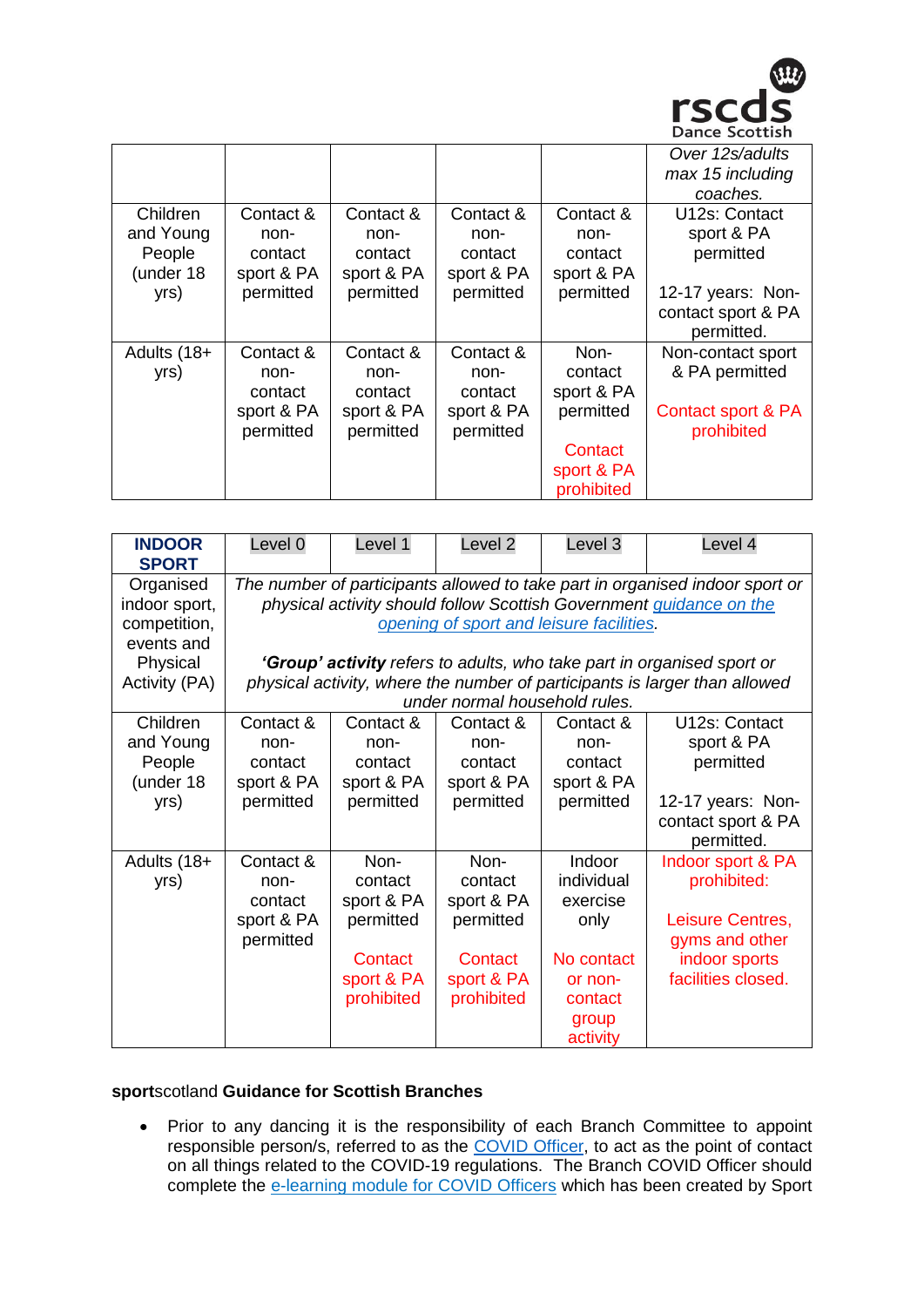| | | | | | Over 12s/adults max 15 including coaches. |
|---|---|---|---|---|---|
| Children and Young People (under 18 yrs) | Contact & non-contact sport & PA permitted | Contact & non-contact sport & PA permitted | Contact & non-contact sport & PA permitted | Contact & non-contact sport & PA permitted | U12s: Contact sport & PA permitted<br><br>12-17 years: Non-contact sport & PA permitted. |
| Adults (18+ yrs) | Contact & non-contact sport & PA permitted | Contact & non-contact sport & PA permitted | Contact & non-contact sport & PA permitted | Non-contact sport & PA permitted<br><br>Contact sport & PA prohibited | Non-contact sport & PA permitted<br><br>Contact sport & PA prohibited |

| **INDOOR SPORT** | Level 0 | Level 1 | Level 2 | Level 3 | Level 4 |
|---|---|---|---|---|---|
| Organised indoor sport, competition, events and Physical Activity (PA) | *The number of participants allowed to take part in organised indoor sport or physical activity should follow Scottish Government [guidance on the opening of sport and leisure facilities](#).*<br><br>***'Group' activity** refers to adults, who take part in organised sport or physical activity, where the number of participants is larger than allowed under normal household rules.* | | | | |
| Children and Young People (under 18 yrs) | Contact & non-contact sport & PA permitted | Contact & non-contact sport & PA permitted | Contact & non-contact sport & PA permitted | Contact & non-contact sport & PA permitted | U12s: Contact sport & PA permitted<br><br>12-17 years: Non-contact sport & PA permitted. |
| Adults (18+ yrs) | Contact & non-contact sport & PA permitted | Non-contact sport & PA permitted<br><br>Contact sport & PA prohibited | Non-contact sport & PA permitted<br><br>Contact sport & PA prohibited | Indoor individual exercise only<br><br>No contact or non-contact group activity | Indoor sport & PA prohibited:<br><br>Leisure Centres, gyms and other indoor sports facilities closed. |

**sport**scotland **Guidance for Scottish Branches**

- Prior to any dancing it is the responsibility of each Branch Committee to appoint responsible person/s, referred to as the [COVID Officer](#), to act as the point of contact on all things related to the COVID-19 regulations. The Branch COVID Officer should complete the [e-learning module for COVID Officers](#) which has been created by Sport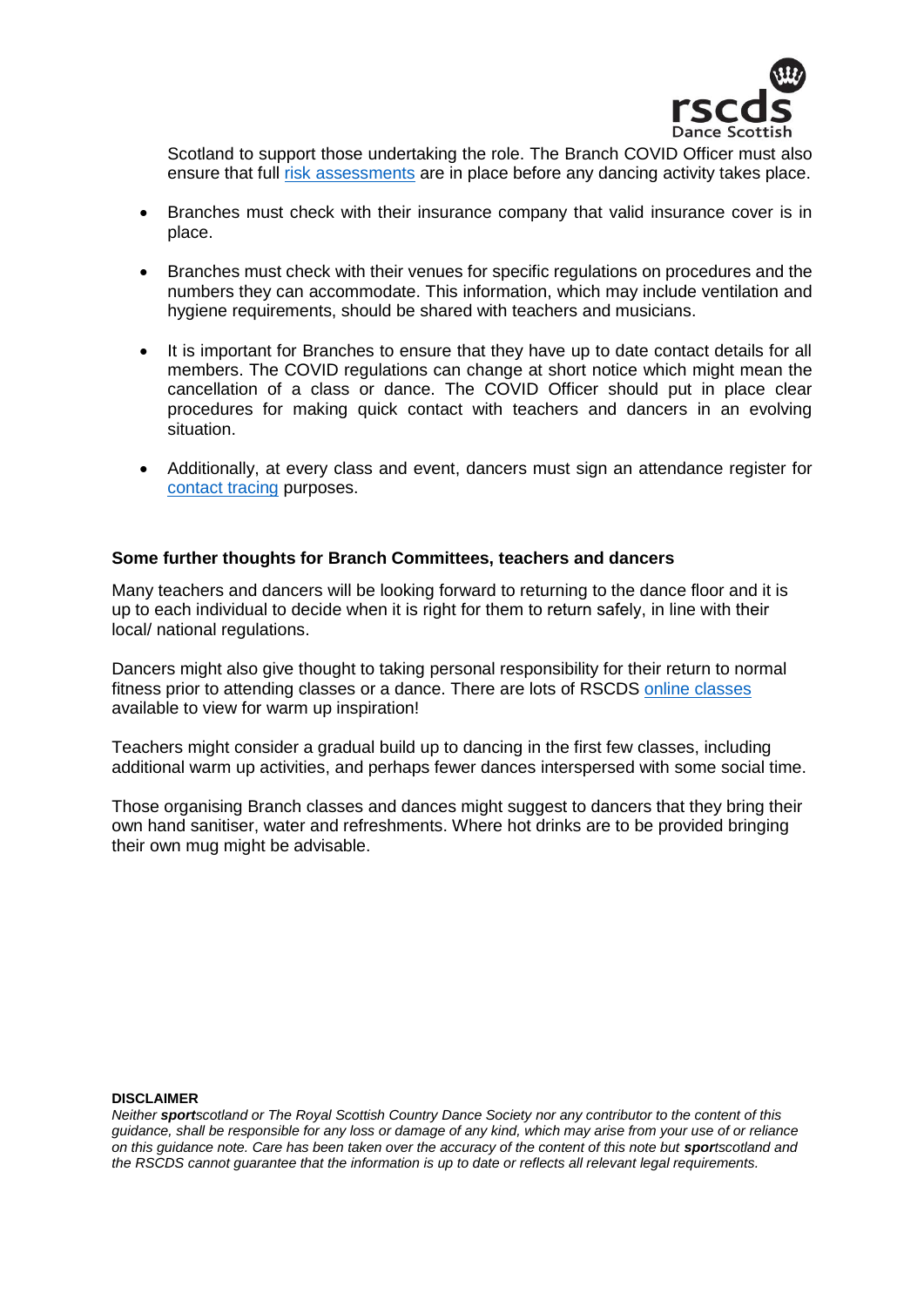Scotland to support those undertaking the role. The Branch COVID Officer must also ensure that full risk assessments are in place before any dancing activity takes place.

- Branches must check with their insurance company that valid insurance cover is in place.
- Branches must check with their venues for specific regulations on procedures and the numbers they can accommodate. This information, which may include ventilation and hygiene requirements, should be shared with teachers and musicians.
- It is important for Branches to ensure that they have up to date contact details for all members. The COVID regulations can change at short notice which might mean the cancellation of a class or dance. The COVID Officer should put in place clear procedures for making quick contact with teachers and dancers in an evolving situation.
- Additionally, at every class and event, dancers must sign an attendance register for contact tracing purposes.

**Some further thoughts for Branch Committees, teachers and dancers**

Many teachers and dancers will be looking forward to returning to the dance floor and it is up to each individual to decide when it is right for them to return safely, in line with their local/ national regulations.

Dancers might also give thought to taking personal responsibility for their return to normal fitness prior to attending classes or a dance. There are lots of RSCDS online classes available to view for warm up inspiration!

Teachers might consider a gradual build up to dancing in the first few classes, including additional warm up activities, and perhaps fewer dances interspersed with some social time.

Those organising Branch classes and dances might suggest to dancers that they bring their own hand sanitiser, water and refreshments. Where hot drinks are to be provided bringing their own mug might be advisable.

**DISCLAIMER**

*Neither **sport**scotland or The Royal Scottish Country Dance Society nor any contributor to the content of this guidance, shall be responsible for any loss or damage of any kind, which may arise from your use of or reliance on this guidance note. Care has been taken over the accuracy of the content of this note but **sport**scotland and the RSCDS cannot guarantee that the information is up to date or reflects all relevant legal requirements.*